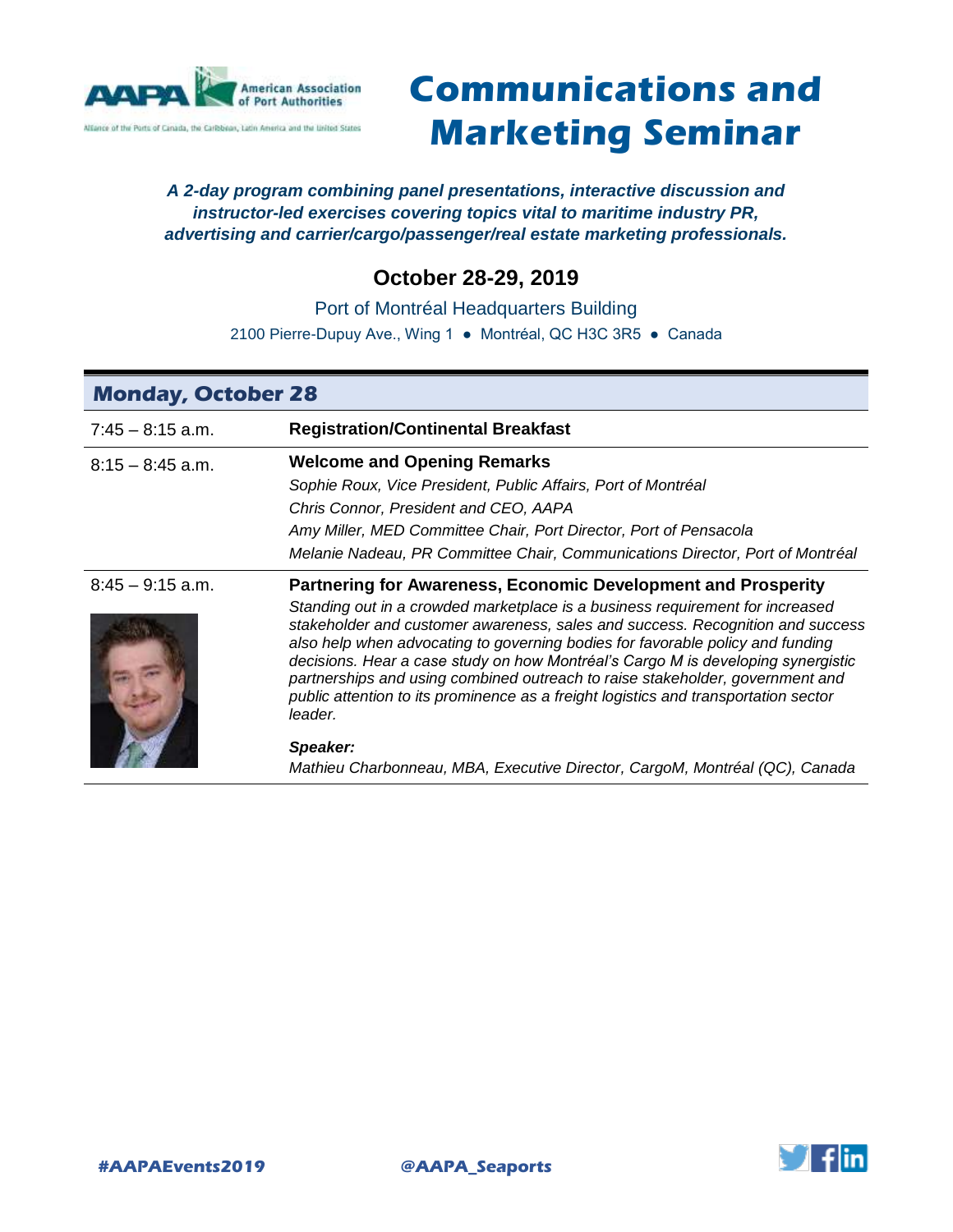AAPA American Association of Port Authorities

Alliance of the Ports of Canada, the Caribbean, Latin America and the United States

# Communications and Marketing Seminar

***A 2-day program combining panel presentations, interactive discussion and instructor-led exercises covering topics vital to maritime industry PR, advertising and carrier/cargo/passenger/real estate marketing professionals.***

## October 28-29, 2019

Port of Montréal Headquarters Building

2100 Pierre-Dupuy Ave., Wing 1 ● Montréal, QC H3C 3R5 ● Canada

## Monday, October 28

| | |
|---|---|
| 7:45 – 8:15 a.m. | **Registration/Continental Breakfast** |
| 8:15 – 8:45 a.m. | **Welcome and Opening Remarks**<br>*Sophie Roux, Vice President, Public Affairs, Port of Montréal*<br>*Chris Connor, President and CEO, AAPA*<br>*Amy Miller, MED Committee Chair, Port Director, Port of Pensacola*<br>*Melanie Nadeau, PR Committee Chair, Communications Director, Port of Montréal* |
| 8:45 – 9:15 a.m. | **Partnering for Awareness, Economic Development and Prosperity**<br>*Standing out in a crowded marketplace is a business requirement for increased stakeholder and customer awareness, sales and success. Recognition and success also help when advocating to governing bodies for favorable policy and funding decisions. Hear a case study on how Montréal's Cargo M is developing synergistic partnerships and using combined outreach to raise stakeholder, government and public attention to its prominence as a freight logistics and transportation sector leader.*<br>***Speaker:***<br>*Mathieu Charbonneau, MBA, Executive Director, CargoM, Montréal (QC), Canada* |

#AAPAEvents2019 @AAPA_Seaports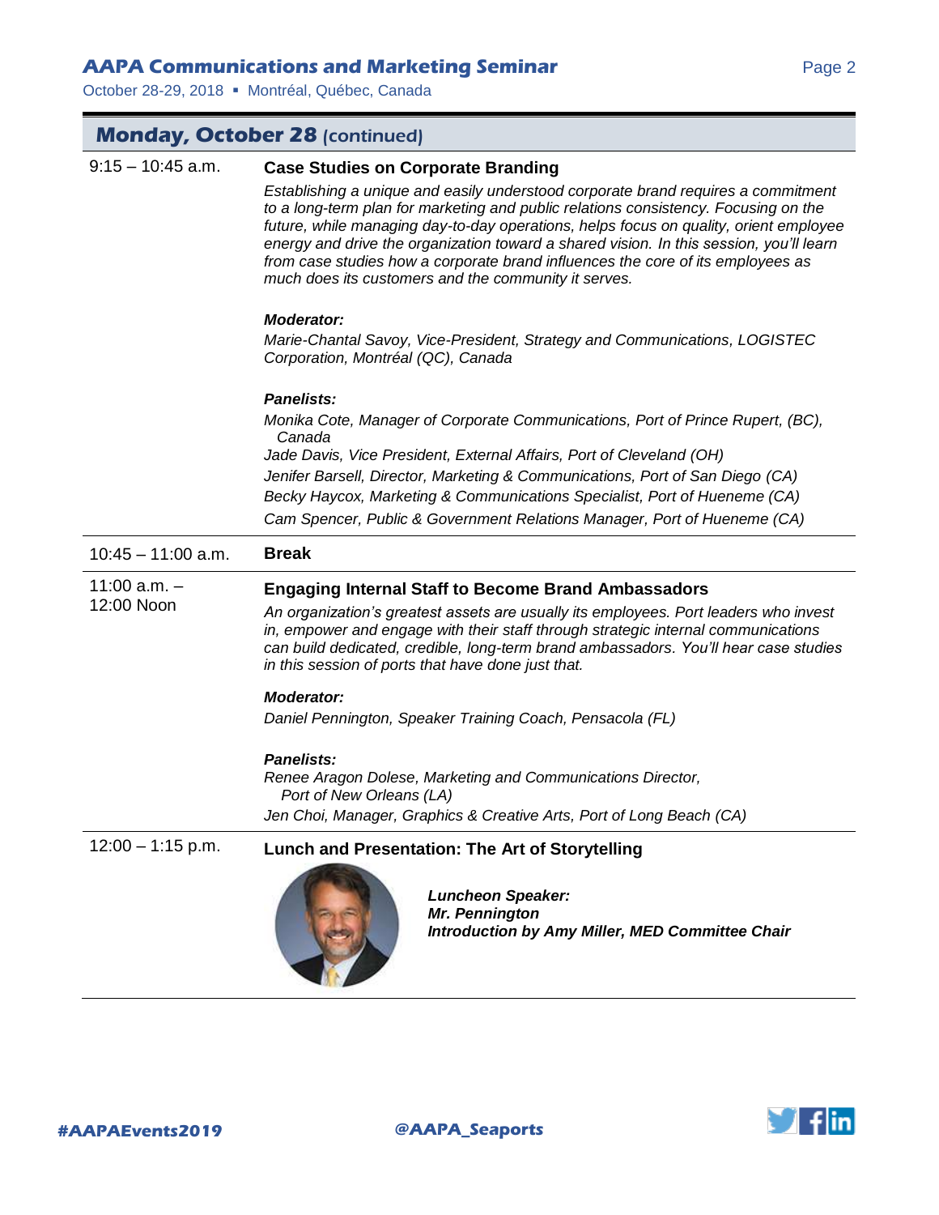## Monday, October 28 (continued)

| Time | Session |
|---|---|
| 9:15 – 10:45 a.m. | **Case Studies on Corporate Branding**<br>*Establishing a unique and easily understood corporate brand requires a commitment to a long-term plan for marketing and public relations consistency. Focusing on the future, while managing day-to-day operations, helps focus on quality, orient employee energy and drive the organization toward a shared vision. In this session, you'll learn from case studies how a corporate brand influences the core of its employees as much does its customers and the community it serves.*<br><br>***Moderator:***<br>*Marie-Chantal Savoy, Vice-President, Strategy and Communications, LOGISTEC Corporation, Montréal (QC), Canada*<br><br>***Panelists:***<br>*Monika Cote, Manager of Corporate Communications, Port of Prince Rupert, (BC), Canada*<br>*Jade Davis, Vice President, External Affairs, Port of Cleveland (OH)*<br>*Jenifer Barsell, Director, Marketing & Communications, Port of San Diego (CA)*<br>*Becky Haycox, Marketing & Communications Specialist, Port of Hueneme (CA)*<br>*Cam Spencer, Public & Government Relations Manager, Port of Hueneme (CA)* |
| 10:45 – 11:00 a.m. | **Break** |
| 11:00 a.m. – 12:00 Noon | **Engaging Internal Staff to Become Brand Ambassadors**<br>*An organization's greatest assets are usually its employees. Port leaders who invest in, empower and engage with their staff through strategic internal communications can build dedicated, credible, long-term brand ambassadors. You'll hear case studies in this session of ports that have done just that.*<br><br>***Moderator:***<br>*Daniel Pennington, Speaker Training Coach, Pensacola (FL)*<br><br>***Panelists:***<br>*Renee Aragon Dolese, Marketing and Communications Director, Port of New Orleans (LA)*<br>*Jen Choi, Manager, Graphics & Creative Arts, Port of Long Beach (CA)* |
| 12:00 – 1:15 p.m. | **Lunch and Presentation: The Art of Storytelling**<br>***Luncheon Speaker:***<br>***Mr. Pennington***<br>***Introduction by Amy Miller, MED Committee Chair*** |

**#AAPAEvents2019** **@AAPA_Seaports**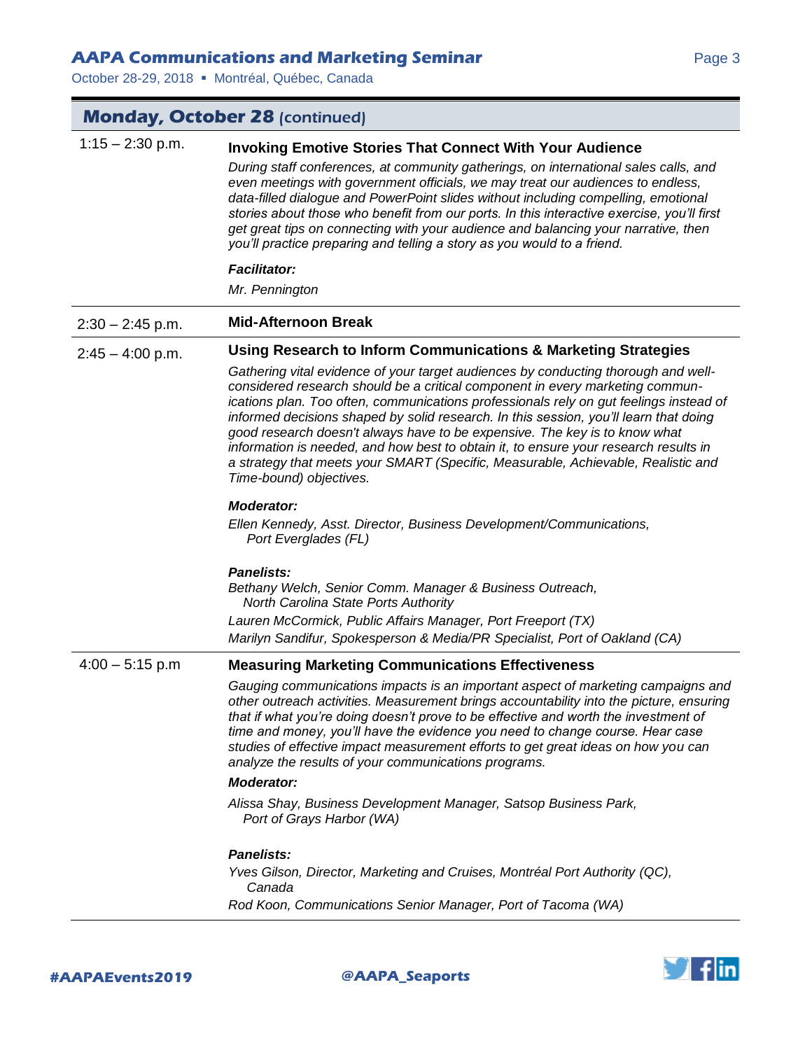## Monday, October 28 (continued)

**1:15 – 2:30 p.m.**

### Invoking Emotive Stories That Connect With Your Audience

*During staff conferences, at community gatherings, on international sales calls, and even meetings with government officials, we may treat our audiences to endless, data-filled dialogue and PowerPoint slides without including compelling, emotional stories about those who benefit from our ports. In this interactive exercise, you'll first get great tips on connecting with your audience and balancing your narrative, then you'll practice preparing and telling a story as you would to a friend.*

***Facilitator:***

*Mr. Pennington*

---

**2:30 – 2:45 p.m.**

### Mid-Afternoon Break

---

**2:45 – 4:00 p.m.**

### Using Research to Inform Communications & Marketing Strategies

*Gathering vital evidence of your target audiences by conducting thorough and well-considered research should be a critical component in every marketing communications plan. Too often, communications professionals rely on gut feelings instead of informed decisions shaped by solid research. In this session, you'll learn that doing good research doesn't always have to be expensive. The key is to know what information is needed, and how best to obtain it, to ensure your research results in a strategy that meets your SMART (Specific, Measurable, Achievable, Realistic and Time-bound) objectives.*

***Moderator:***

*Ellen Kennedy, Asst. Director, Business Development/Communications, Port Everglades (FL)*

***Panelists:***

*Bethany Welch, Senior Comm. Manager & Business Outreach, North Carolina State Ports Authority*

*Lauren McCormick, Public Affairs Manager, Port Freeport (TX)*

*Marilyn Sandifur, Spokesperson & Media/PR Specialist, Port of Oakland (CA)*

---

**4:00 – 5:15 p.m**

### Measuring Marketing Communications Effectiveness

*Gauging communications impacts is an important aspect of marketing campaigns and other outreach activities. Measurement brings accountability into the picture, ensuring that if what you're doing doesn't prove to be effective and worth the investment of time and money, you'll have the evidence you need to change course. Hear case studies of effective impact measurement efforts to get great ideas on how you can analyze the results of your communications programs.*

***Moderator:***

*Alissa Shay, Business Development Manager, Satsop Business Park, Port of Grays Harbor (WA)*

***Panelists:***

*Yves Gilson, Director, Marketing and Cruises, Montréal Port Authority (QC), Canada*

*Rod Koon, Communications Senior Manager, Port of Tacoma (WA)*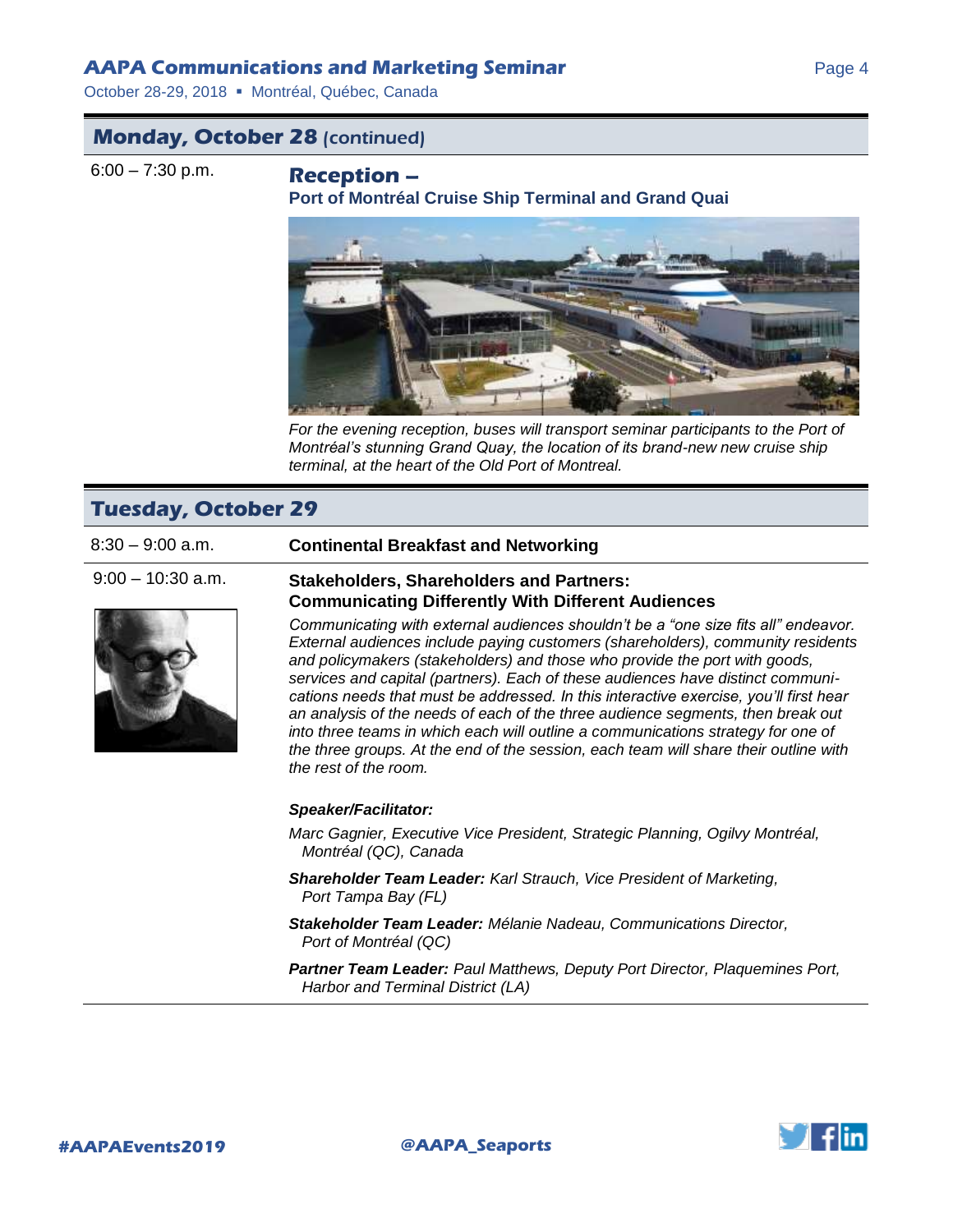## Monday, October 28 (continued)

6:00 – 7:30 p.m.

### Reception – Port of Montréal Cruise Ship Terminal and Grand Quai

*For the evening reception, buses will transport seminar participants to the Port of Montréal's stunning Grand Quay, the location of its brand-new new cruise ship terminal, at the heart of the Old Port of Montreal.*

## Tuesday, October 29

8:30 – 9:00 a.m. **Continental Breakfast and Networking**

9:00 – 10:30 a.m.

**Stakeholders, Shareholders and Partners: Communicating Differently With Different Audiences**

*Communicating with external audiences shouldn't be a "one size fits all" endeavor. External audiences include paying customers (shareholders), community residents and policymakers (stakeholders) and those who provide the port with goods, services and capital (partners). Each of these audiences have distinct communications needs that must be addressed. In this interactive exercise, you'll first hear an analysis of the needs of each of the three audience segments, then break out into three teams in which each will outline a communications strategy for one of the three groups. At the end of the session, each team will share their outline with the rest of the room.*

***Speaker/Facilitator:***

*Marc Gagnier, Executive Vice President, Strategic Planning, Ogilvy Montréal, Montréal (QC), Canada*

***Shareholder Team Leader:*** *Karl Strauch, Vice President of Marketing, Port Tampa Bay (FL)*

***Stakeholder Team Leader:*** *Mélanie Nadeau, Communications Director, Port of Montréal (QC)*

***Partner Team Leader:*** *Paul Matthews, Deputy Port Director, Plaquemines Port, Harbor and Terminal District (LA)*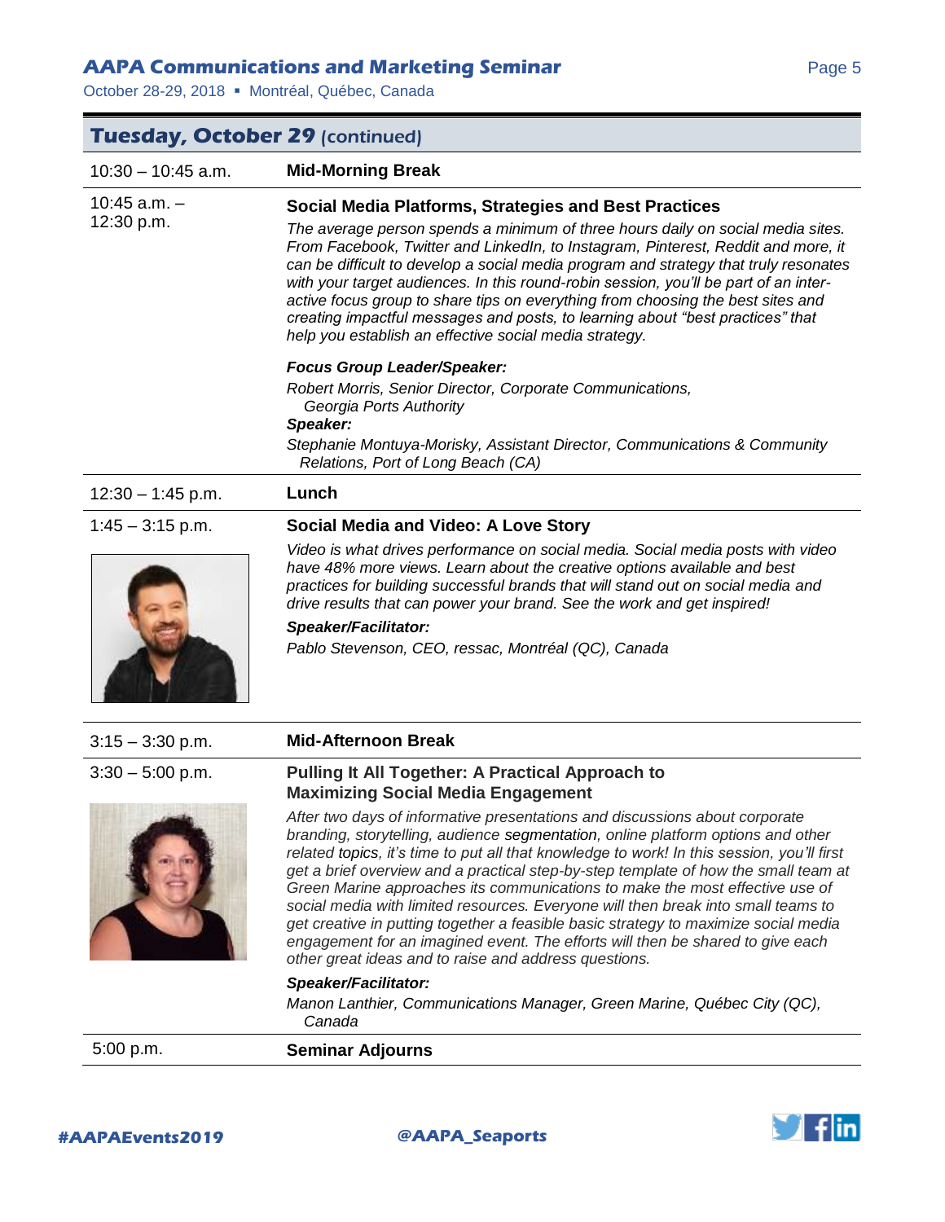## Tuesday, October 29 (continued)

| | |
|---|---|
| 10:30 – 10:45 a.m. | **Mid-Morning Break** |
| 10:45 a.m. – 12:30 p.m. | **Social Media Platforms, Strategies and Best Practices**<br>*The average person spends a minimum of three hours daily on social media sites. From Facebook, Twitter and LinkedIn, to Instagram, Pinterest, Reddit and more, it can be difficult to develop a social media program and strategy that truly resonates with your target audiences. In this round-robin session, you'll be part of an inter-active focus group to share tips on everything from choosing the best sites and creating impactful messages and posts, to learning about "best practices" that help you establish an effective social media strategy.*<br>***Focus Group Leader/Speaker:***<br>*Robert Morris, Senior Director, Corporate Communications, Georgia Ports Authority*<br>***Speaker:***<br>*Stephanie Montuya-Morisky, Assistant Director, Communications & Community Relations, Port of Long Beach (CA)* |
| 12:30 – 1:45 p.m. | **Lunch** |
| 1:45 – 3:15 p.m. | **Social Media and Video: A Love Story**<br>*Video is what drives performance on social media. Social media posts with video have 48% more views. Learn about the creative options available and best practices for building successful brands that will stand out on social media and drive results that can power your brand. See the work and get inspired!*<br>***Speaker/Facilitator:***<br>*Pablo Stevenson, CEO, ressac, Montréal (QC), Canada* |
| 3:15 – 3:30 p.m. | **Mid-Afternoon Break** |
| 3:30 – 5:00 p.m. | **Pulling It All Together: A Practical Approach to Maximizing Social Media Engagement**<br>*After two days of informative presentations and discussions about corporate branding, storytelling, audience segmentation, online platform options and other related topics, it's time to put all that knowledge to work! In this session, you'll first get a brief overview and a practical step-by-step template of how the small team at Green Marine approaches its communications to make the most effective use of social media with limited resources. Everyone will then break into small teams to get creative in putting together a feasible basic strategy to maximize social media engagement for an imagined event. The efforts will then be shared to give each other great ideas and to raise and address questions.*<br>***Speaker/Facilitator:***<br>*Manon Lanthier, Communications Manager, Green Marine, Québec City (QC), Canada* |
| 5:00 p.m. | **Seminar Adjourns** |

**#AAPAEvents2019** **@AAPA_Seaports**